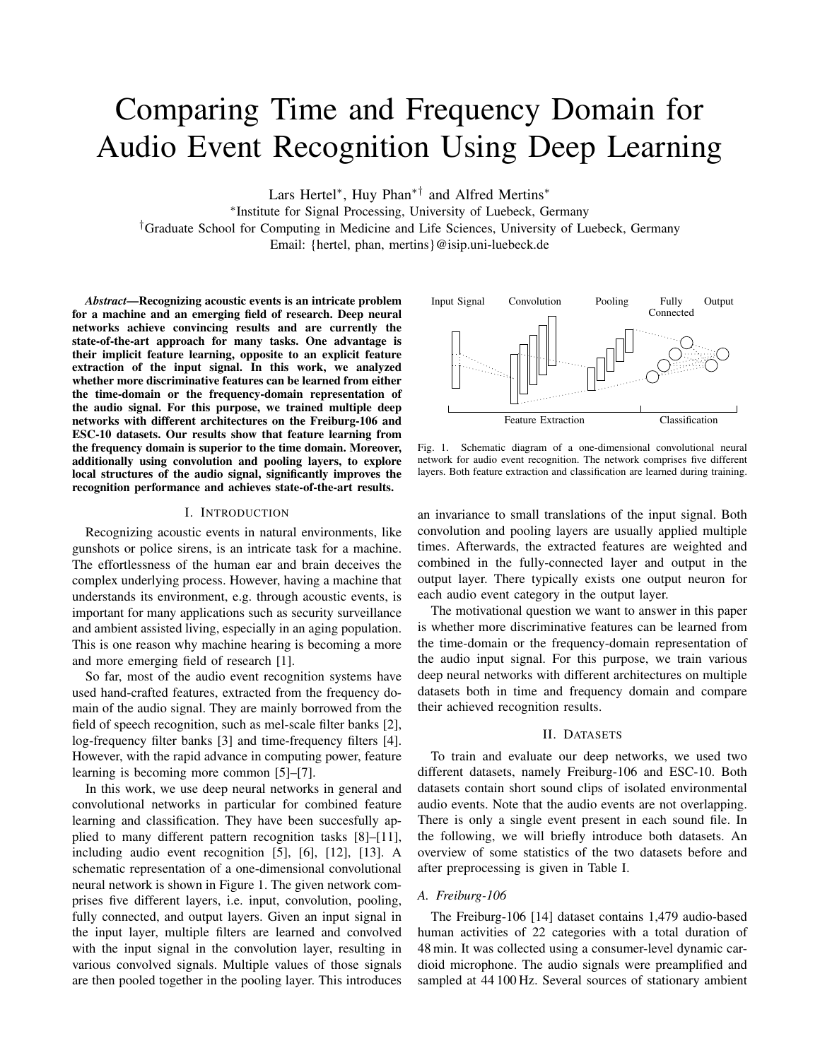# Comparing Time and Frequency Domain for Audio Event Recognition Using Deep Learning

Lars Hertel*, Huy Phan*† and Alfred Mertins*

*Institute for Signal Processing, University of Luebeck, Germany

†Graduate School for Computing in Medicine and Life Sciences, University of Luebeck, Germany

Email: {hertel, phan, mertins}@isip.uni-luebeck.de

***Abstract*—Recognizing acoustic events is an intricate problem for a machine and an emerging field of research. Deep neural networks achieve convincing results and are currently the state-of-the-art approach for many tasks. One advantage is their implicit feature learning, opposite to an explicit feature extraction of the input signal. In this work, we analyzed whether more discriminative features can be learned from either the time-domain or the frequency-domain representation of the audio signal. For this purpose, we trained multiple deep networks with different architectures on the Freiburg-106 and ESC-10 datasets. Our results show that feature learning from the frequency domain is superior to the time domain. Moreover, additionally using convolution and pooling layers, to explore local structures of the audio signal, significantly improves the recognition performance and achieves state-of-the-art results.**

## I. Introduction

Recognizing acoustic events in natural environments, like gunshots or police sirens, is an intricate task for a machine. The effortlessness of the human ear and brain deceives the complex underlying process. However, having a machine that understands its environment, e.g. through acoustic events, is important for many applications such as security surveillance and ambient assisted living, especially in an aging population. This is one reason why machine hearing is becoming a more and more emerging field of research [1].

So far, most of the audio event recognition systems have used hand-crafted features, extracted from the frequency domain of the audio signal. They are mainly borrowed from the field of speech recognition, such as mel-scale filter banks [2], log-frequency filter banks [3] and time-frequency filters [4]. However, with the rapid advance in computing power, feature learning is becoming more common [5]–[7].

In this work, we use deep neural networks in general and convolutional networks in particular for combined feature learning and classification. They have been succesfully applied to many different pattern recognition tasks [8]–[11], including audio event recognition [5], [6], [12], [13]. A schematic representation of a one-dimensional convolutional neural network is shown in Figure 1. The given network comprises five different layers, i.e. input, convolution, pooling, fully connected, and output layers. Given an input signal in the input layer, multiple filters are learned and convolved with the input signal in the convolution layer, resulting in various convolved signals. Multiple values of those signals are then pooled together in the pooling layer. This introduces an invariance to small translations of the input signal. Both convolution and pooling layers are usually applied multiple times. Afterwards, the extracted features are weighted and combined in the fully-connected layer and output in the output layer. There typically exists one output neuron for each audio event category in the output layer.

Input Signal | Convolution | Pooling | Fully Connected | Output

Feature Extraction | Classification

Fig. 1. Schematic diagram of a one-dimensional convolutional neural network for audio event recognition. The network comprises five different layers. Both feature extraction and classification are learned during training.

The motivational question we want to answer in this paper is whether more discriminative features can be learned from the time-domain or the frequency-domain representation of the audio input signal. For this purpose, we train various deep neural networks with different architectures on multiple datasets both in time and frequency domain and compare their achieved recognition results.

## II. Datasets

To train and evaluate our deep networks, we used two different datasets, namely Freiburg-106 and ESC-10. Both datasets contain short sound clips of isolated environmental audio events. Note that the audio events are not overlapping. There is only a single event present in each sound file. In the following, we will briefly introduce both datasets. An overview of some statistics of the two datasets before and after preprocessing is given in Table I.

### A. Freiburg-106

The Freiburg-106 [14] dataset contains 1,479 audio-based human activities of 22 categories with a total duration of 48 min. It was collected using a consumer-level dynamic cardioid microphone. The audio signals were preamplified and sampled at 44 100 Hz. Several sources of stationary ambient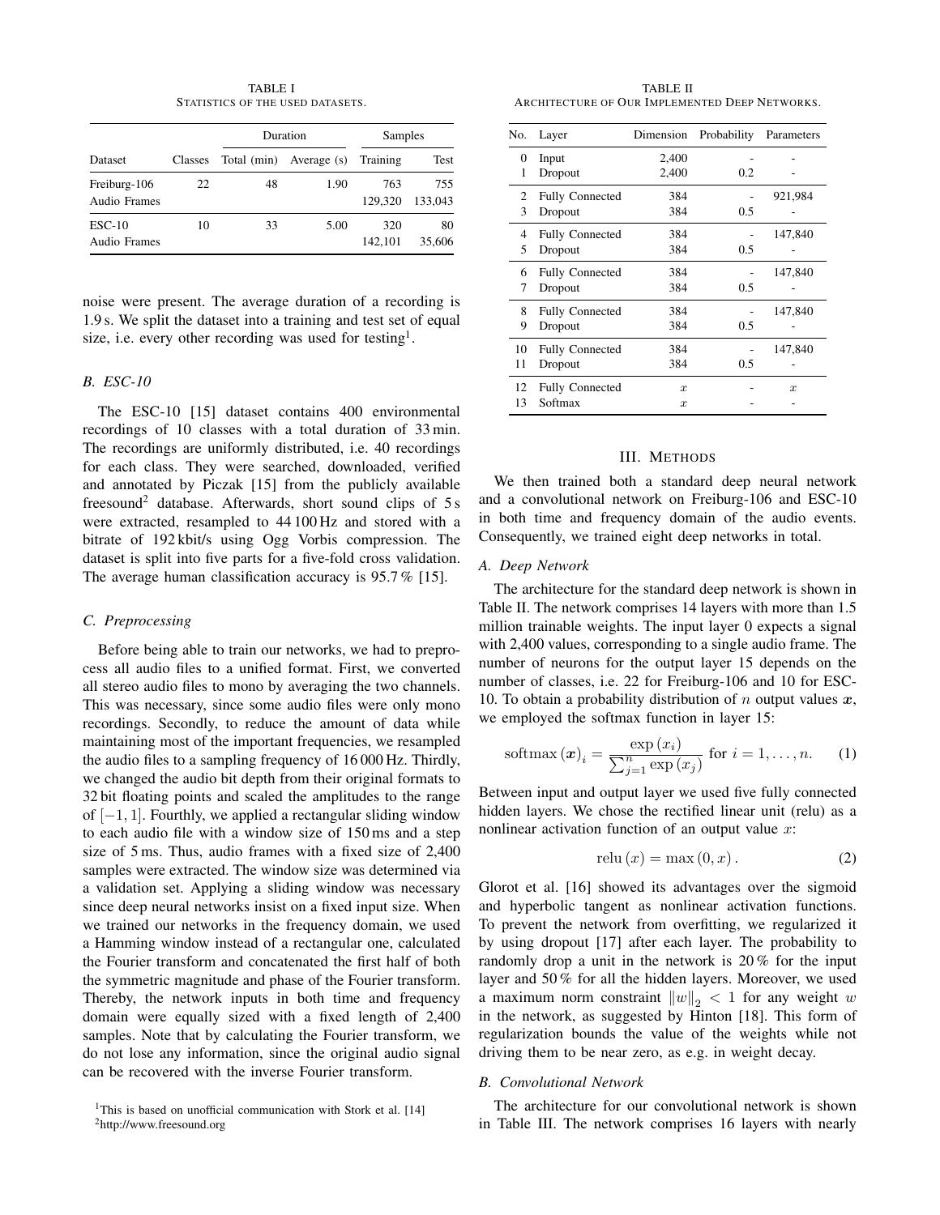TABLE I
STATISTICS OF THE USED DATASETS.

| Dataset | Classes | Duration | | Samples | |
|---|---|---|---|---|---|
| | | Total (min) | Average (s) | Training | Test |
| Freiburg-106 | 22 | 48 | 1.90 | 763 | 755 |
| Audio Frames | | | | 129,320 | 133,043 |
| ESC-10 | 10 | 33 | 5.00 | 320 | 80 |
| Audio Frames | | | | 142,101 | 35,606 |

noise were present. The average duration of a recording is 1.9 s. We split the dataset into a training and test set of equal size, i.e. every other recording was used for testing[1].

### B. ESC-10

The ESC-10 [15] dataset contains 400 environmental recordings of 10 classes with a total duration of 33 min. The recordings are uniformly distributed, i.e. 40 recordings for each class. They were searched, downloaded, verified and annotated by Piczak [15] from the publicly available freesound[2] database. Afterwards, short sound clips of 5 s were extracted, resampled to 44 100 Hz and stored with a bitrate of 192 kbit/s using Ogg Vorbis compression. The dataset is split into five parts for a five-fold cross validation. The average human classification accuracy is 95.7 % [15].

### C. Preprocessing

Before being able to train our networks, we had to preprocess all audio files to a unified format. First, we converted all stereo audio files to mono by averaging the two channels. This was necessary, since some audio files were only mono recordings. Secondly, to reduce the amount of data while maintaining most of the important frequencies, we resampled the audio files to a sampling frequency of 16 000 Hz. Thirdly, we changed the audio bit depth from their original formats to 32 bit floating points and scaled the amplitudes to the range of $[-1, 1]$. Fourthly, we applied a rectangular sliding window to each audio file with a window size of 150 ms and a step size of 5 ms. Thus, audio frames with a fixed size of 2,400 samples were extracted. The window size was determined via a validation set. Applying a sliding window was necessary since deep neural networks insist on a fixed input size. When we trained our networks in the frequency domain, we used a Hamming window instead of a rectangular one, calculated the Fourier transform and concatenated the first half of both the symmetric magnitude and phase of the Fourier transform. Thereby, the network inputs in both time and frequency domain were equally sized with a fixed length of 2,400 samples. Note that by calculating the Fourier transform, we do not lose any information, since the original audio signal can be recovered with the inverse Fourier transform.

[1]This is based on unofficial communication with Stork et al. [14]
[2]http://www.freesound.org

TABLE II
ARCHITECTURE OF OUR IMPLEMENTED DEEP NETWORKS.

| No. | Layer | Dimension | Probability | Parameters |
|---|---|---|---|---|
| 0 | Input | 2,400 | - | - |
| 1 | Dropout | 2,400 | 0.2 | - |
| 2 | Fully Connected | 384 | - | 921,984 |
| 3 | Dropout | 384 | 0.5 | - |
| 4 | Fully Connected | 384 | - | 147,840 |
| 5 | Dropout | 384 | 0.5 | - |
| 6 | Fully Connected | 384 | - | 147,840 |
| 7 | Dropout | 384 | 0.5 | - |
| 8 | Fully Connected | 384 | - | 147,840 |
| 9 | Dropout | 384 | 0.5 | - |
| 10 | Fully Connected | 384 | - | 147,840 |
| 11 | Dropout | 384 | 0.5 | - |
| 12 | Fully Connected | $x$ | - | $x$ |
| 13 | Softmax | $x$ | - | - |

## III. METHODS

We then trained both a standard deep neural network and a convolutional network on Freiburg-106 and ESC-10 in both time and frequency domain of the audio events. Consequently, we trained eight deep networks in total.

### A. Deep Network

The architecture for the standard deep network is shown in Table II. The network comprises 14 layers with more than 1.5 million trainable weights. The input layer 0 expects a signal with 2,400 values, corresponding to a single audio frame. The number of neurons for the output layer 15 depends on the number of classes, i.e. 22 for Freiburg-106 and 10 for ESC-10. To obtain a probability distribution of $n$ output values $\boldsymbol{x}$, we employed the softmax function in layer 15:

$$\operatorname{softmax}(\boldsymbol{x})_i = \frac{\exp(x_i)}{\sum_{j=1}^{n} \exp(x_j)} \text{ for } i = 1, \ldots, n. \quad (1)$$

Between input and output layer we used five fully connected hidden layers. We chose the rectified linear unit (relu) as a nonlinear activation function of an output value $x$:

$$\operatorname{relu}(x) = \max(0, x). \quad (2)$$

Glorot et al. [16] showed its advantages over the sigmoid and hyperbolic tangent as nonlinear activation functions. To prevent the network from overfitting, we regularized it by using dropout [17] after each layer. The probability to randomly drop a unit in the network is 20 % for the input layer and 50 % for all the hidden layers. Moreover, we used a maximum norm constraint $\|w\|_2 < 1$ for any weight $w$ in the network, as suggested by Hinton [18]. This form of regularization bounds the value of the weights while not driving them to be near zero, as e.g. in weight decay.

### B. Convolutional Network

The architecture for our convolutional network is shown in Table III. The network comprises 16 layers with nearly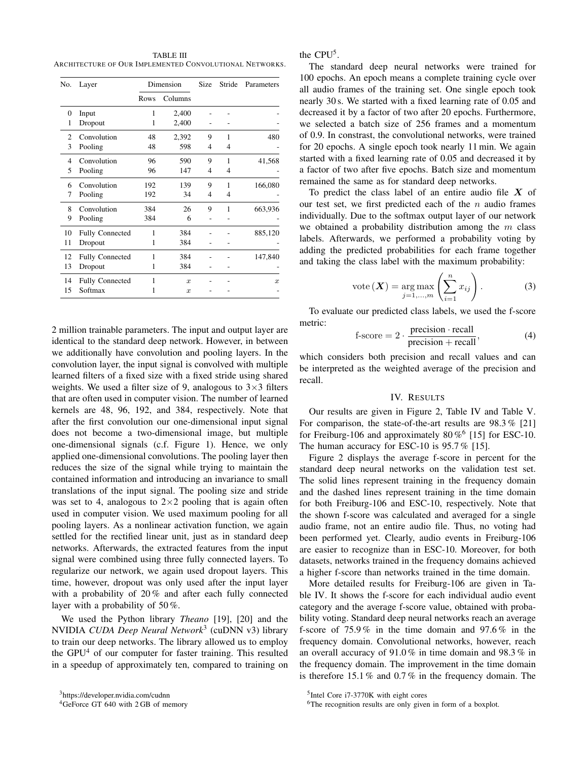TABLE III
ARCHITECTURE OF OUR IMPLEMENTED CONVOLUTIONAL NETWORKS.

| No. | Layer | Dimension | | Size | Stride | Parameters |
|---|---|---|---|---|---|---|
| | | Rows | Columns | | | |
| 0 | Input | 1 | 2,400 | - | - | - |
| 1 | Dropout | 1 | 2,400 | - | - | - |
| 2 | Convolution | 48 | 2,392 | 9 | 1 | 480 |
| 3 | Pooling | 48 | 598 | 4 | 4 | - |
| 4 | Convolution | 96 | 590 | 9 | 1 | 41,568 |
| 5 | Pooling | 96 | 147 | 4 | 4 | - |
| 6 | Convolution | 192 | 139 | 9 | 1 | 166,080 |
| 7 | Pooling | 192 | 34 | 4 | 4 | - |
| 8 | Convolution | 384 | 26 | 9 | 1 | 663,936 |
| 9 | Pooling | 384 | 6 | - | - | - |
| 10 | Fully Connected | 1 | 384 | - | - | 885,120 |
| 11 | Dropout | 1 | 384 | - | - | - |
| 12 | Fully Connected | 1 | 384 | - | - | 147,840 |
| 13 | Dropout | 1 | 384 | - | - | - |
| 14 | Fully Connected | 1 | $x$ | - | - | $x$ |
| 15 | Softmax | 1 | $x$ | - | - | - |

2 million trainable parameters. The input and output layer are identical to the standard deep network. However, in between we additionally have convolution and pooling layers. In the convolution layer, the input signal is convolved with multiple learned filters of a fixed size with a fixed stride using shared weights. We used a filter size of 9, analogous to 3×3 filters that are often used in computer vision. The number of learned kernels are 48, 96, 192, and 384, respectively. Note that after the first convolution our one-dimensional input signal does not become a two-dimensional image, but multiple one-dimensional signals (c.f. Figure 1). Hence, we only applied one-dimensional convolutions. The pooling layer then reduces the size of the signal while trying to maintain the contained information and introducing an invariance to small translations of the input signal. The pooling size and stride was set to 4, analogous to 2×2 pooling that is again often used in computer vision. We used maximum pooling for all pooling layers. As a nonlinear activation function, we again settled for the rectified linear unit, just as in standard deep networks. Afterwards, the extracted features from the input signal were combined using three fully connected layers. To regularize our network, we again used dropout layers. This time, however, dropout was only used after the input layer with a probability of 20 % and after each fully connected layer with a probability of 50 %.

We used the Python library *Theano* [19], [20] and the NVIDIA *CUDA Deep Neural Network*[3] (cuDNN v3) library to train our deep networks. The library allowed us to employ the GPU[4] of our computer for faster training. This resulted in a speedup of approximately ten, compared to training on the CPU[5].

The standard deep neural networks were trained for 100 epochs. An epoch means a complete training cycle over all audio frames of the training set. One single epoch took nearly 30 s. We started with a fixed learning rate of 0.05 and decreased it by a factor of two after 20 epochs. Furthermore, we selected a batch size of 256 frames and a momentum of 0.9. In constrast, the convolutional networks, were trained for 20 epochs. A single epoch took nearly 11 min. We again started with a fixed learning rate of 0.05 and decreased it by a factor of two after five epochs. Batch size and momentum remained the same as for standard deep networks.

To predict the class label of an entire audio file $\boldsymbol{X}$ of our test set, we first predicted each of the $n$ audio frames individually. Due to the softmax output layer of our network we obtained a probability distribution among the $m$ class labels. Afterwards, we performed a probability voting by adding the predicted probabilities for each frame together and taking the class label with the maximum probability:

$$\text{vote}\left(\boldsymbol{X}\right) = \underset{j=1,\ldots,m}{\arg\max}\left(\sum_{i=1}^{n} x_{ij}\right). \quad (3)$$

To evaluate our predicted class labels, we used the f-score metric:

$$\text{f-score} = 2 \cdot \frac{\text{precision} \cdot \text{recall}}{\text{precision} + \text{recall}}, \quad (4)$$

which considers both precision and recall values and can be interpreted as the weighted average of the precision and recall.

## IV. Results

Our results are given in Figure 2, Table IV and Table V. For comparison, the state-of-the-art results are 98.3 % [21] for Freiburg-106 and approximately 80 %[6] [15] for ESC-10. The human accuracy for ESC-10 is 95.7 % [15].

Figure 2 displays the average f-score in percent for the standard deep neural networks on the validation test set. The solid lines represent training in the frequency domain and the dashed lines represent training in the time domain for both Freiburg-106 and ESC-10, respectively. Note that the shown f-score was calculated and averaged for a single audio frame, not an entire audio file. Thus, no voting had been performed yet. Clearly, audio events in Freiburg-106 are easier to recognize than in ESC-10. Moreover, for both datasets, networks trained in the frequency domains achieved a higher f-score than networks trained in the time domain.

More detailed results for Freiburg-106 are given in Table IV. It shows the f-score for each individual audio event category and the average f-score value, obtained with probability voting. Standard deep neural networks reach an average f-score of 75.9 % in the time domain and 97.6 % in the frequency domain. Convolutional networks, however, reach an overall accuracy of 91.0 % in time domain and 98.3 % in the frequency domain. The improvement in the time domain is therefore 15.1 % and 0.7 % in the frequency domain. The

[3] https://developer.nvidia.com/cudnn

[4] GeForce GT 640 with 2 GB of memory

[5] Intel Core i7-3770K with eight cores

[6] The recognition results are only given in form of a boxplot.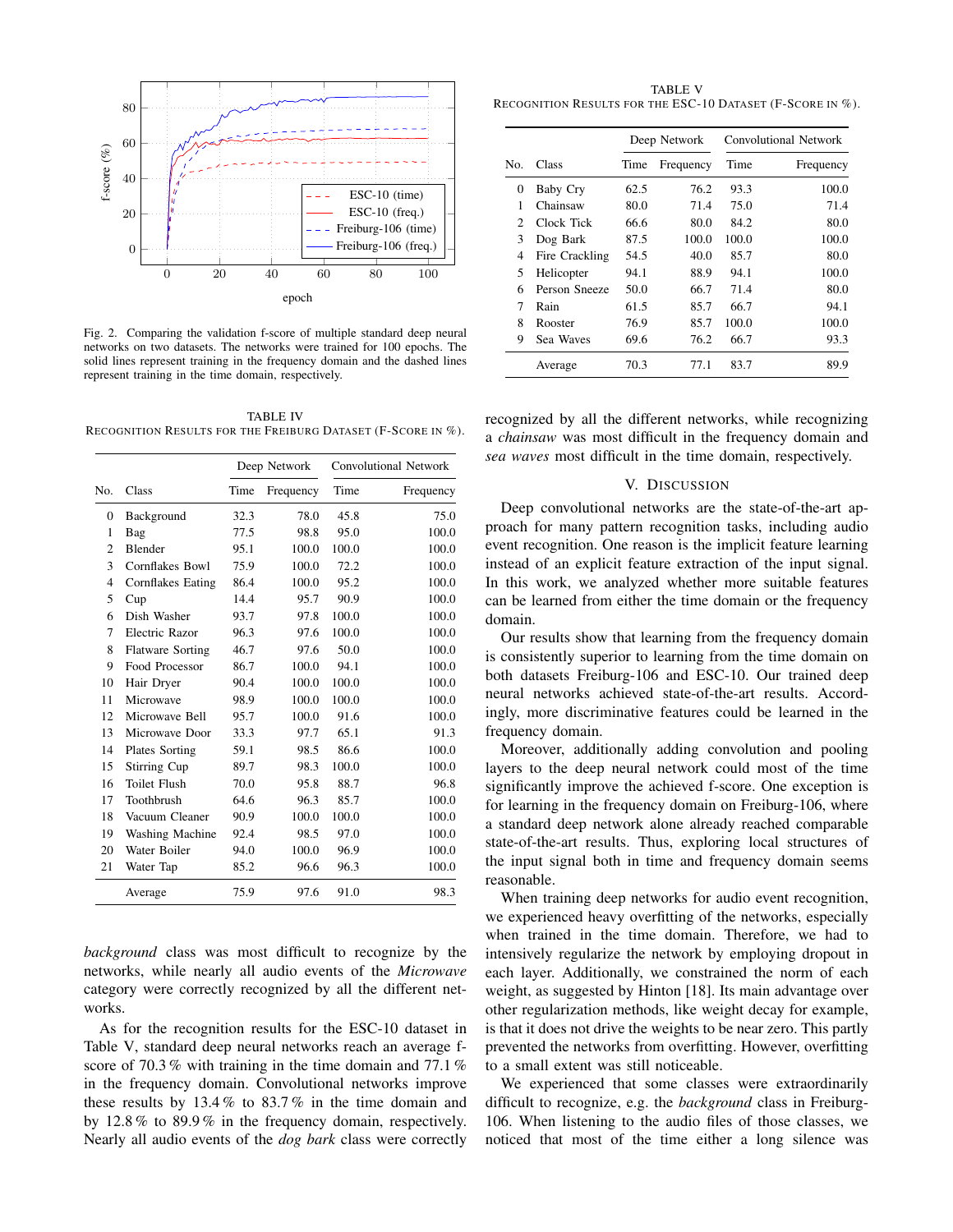Fig. 2. Comparing the validation f-score of multiple standard deep neural networks on two datasets. The networks were trained for 100 epochs. The solid lines represent training in the frequency domain and the dashed lines represent training in the time domain, respectively.

TABLE IV
RECOGNITION RESULTS FOR THE FREIBURG DATASET (F-SCORE IN %).

| | | Deep Network | | Convolutional Network | |
|---|---|---|---|---|---|
| No. | Class | Time | Frequency | Time | Frequency |
| 0 | Background | 32.3 | 78.0 | 45.8 | 75.0 |
| 1 | Bag | 77.5 | 98.8 | 95.0 | 100.0 |
| 2 | Blender | 95.1 | 100.0 | 100.0 | 100.0 |
| 3 | Cornflakes Bowl | 75.9 | 100.0 | 72.2 | 100.0 |
| 4 | Cornflakes Eating | 86.4 | 100.0 | 95.2 | 100.0 |
| 5 | Cup | 14.4 | 95.7 | 90.9 | 100.0 |
| 6 | Dish Washer | 93.7 | 97.8 | 100.0 | 100.0 |
| 7 | Electric Razor | 96.3 | 97.6 | 100.0 | 100.0 |
| 8 | Flatware Sorting | 46.7 | 97.6 | 50.0 | 100.0 |
| 9 | Food Processor | 86.7 | 100.0 | 94.1 | 100.0 |
| 10 | Hair Dryer | 90.4 | 100.0 | 100.0 | 100.0 |
| 11 | Microwave | 98.9 | 100.0 | 100.0 | 100.0 |
| 12 | Microwave Bell | 95.7 | 100.0 | 91.6 | 100.0 |
| 13 | Microwave Door | 33.3 | 97.7 | 65.1 | 91.3 |
| 14 | Plates Sorting | 59.1 | 98.5 | 86.6 | 100.0 |
| 15 | Stirring Cup | 89.7 | 98.3 | 100.0 | 100.0 |
| 16 | Toilet Flush | 70.0 | 95.8 | 88.7 | 96.8 |
| 17 | Toothbrush | 64.6 | 96.3 | 85.7 | 100.0 |
| 18 | Vacuum Cleaner | 90.9 | 100.0 | 100.0 | 100.0 |
| 19 | Washing Machine | 92.4 | 98.5 | 97.0 | 100.0 |
| 20 | Water Boiler | 94.0 | 100.0 | 96.9 | 100.0 |
| 21 | Water Tap | 85.2 | 96.6 | 96.3 | 100.0 |
| | Average | 75.9 | 97.6 | 91.0 | 98.3 |

*background* class was most difficult to recognize by the networks, while nearly all audio events of the *Microwave* category were correctly recognized by all the different networks.

As for the recognition results for the ESC-10 dataset in Table V, standard deep neural networks reach an average f-score of 70.3 % with training in the time domain and 77.1 % in the frequency domain. Convolutional networks improve these results by 13.4 % to 83.7 % in the time domain and by 12.8 % to 89.9 % in the frequency domain, respectively. Nearly all audio events of the *dog bark* class were correctly recognized by all the different networks, while recognizing a *chainsaw* was most difficult in the frequency domain and *sea waves* most difficult in the time domain, respectively.

TABLE V
RECOGNITION RESULTS FOR THE ESC-10 DATASET (F-SCORE IN %).

| | | Deep Network | | Convolutional Network | |
|---|---|---|---|---|---|
| No. | Class | Time | Frequency | Time | Frequency |
| 0 | Baby Cry | 62.5 | 76.2 | 93.3 | 100.0 |
| 1 | Chainsaw | 80.0 | 71.4 | 75.0 | 71.4 |
| 2 | Clock Tick | 66.6 | 80.0 | 84.2 | 80.0 |
| 3 | Dog Bark | 87.5 | 100.0 | 100.0 | 100.0 |
| 4 | Fire Crackling | 54.5 | 40.0 | 85.7 | 80.0 |
| 5 | Helicopter | 94.1 | 88.9 | 94.1 | 100.0 |
| 6 | Person Sneeze | 50.0 | 66.7 | 71.4 | 80.0 |
| 7 | Rain | 61.5 | 85.7 | 66.7 | 94.1 |
| 8 | Rooster | 76.9 | 85.7 | 100.0 | 100.0 |
| 9 | Sea Waves | 69.6 | 76.2 | 66.7 | 93.3 |
| | Average | 70.3 | 77.1 | 83.7 | 89.9 |

## V. DISCUSSION

Deep convolutional networks are the state-of-the-art approach for many pattern recognition tasks, including audio event recognition. One reason is the implicit feature learning instead of an explicit feature extraction of the input signal. In this work, we analyzed whether more suitable features can be learned from either the time domain or the frequency domain.

Our results show that learning from the frequency domain is consistently superior to learning from the time domain on both datasets Freiburg-106 and ESC-10. Our trained deep neural networks achieved state-of-the-art results. Accordingly, more discriminative features could be learned in the frequency domain.

Moreover, additionally adding convolution and pooling layers to the deep neural network could most of the time significantly improve the achieved f-score. One exception is for learning in the frequency domain on Freiburg-106, where a standard deep network alone already reached comparable state-of-the-art results. Thus, exploring local structures of the input signal both in time and frequency domain seems reasonable.

When training deep networks for audio event recognition, we experienced heavy overfitting of the networks, especially when trained in the time domain. Therefore, we had to intensively regularize the network by employing dropout in each layer. Additionally, we constrained the norm of each weight, as suggested by Hinton [18]. Its main advantage over other regularization methods, like weight decay for example, is that it does not drive the weights to be near zero. This partly prevented the networks from overfitting. However, overfitting to a small extent was still noticeable.

We experienced that some classes were extraordinarily difficult to recognize, e.g. the *background* class in Freiburg-106. When listening to the audio files of those classes, we noticed that most of the time either a long silence was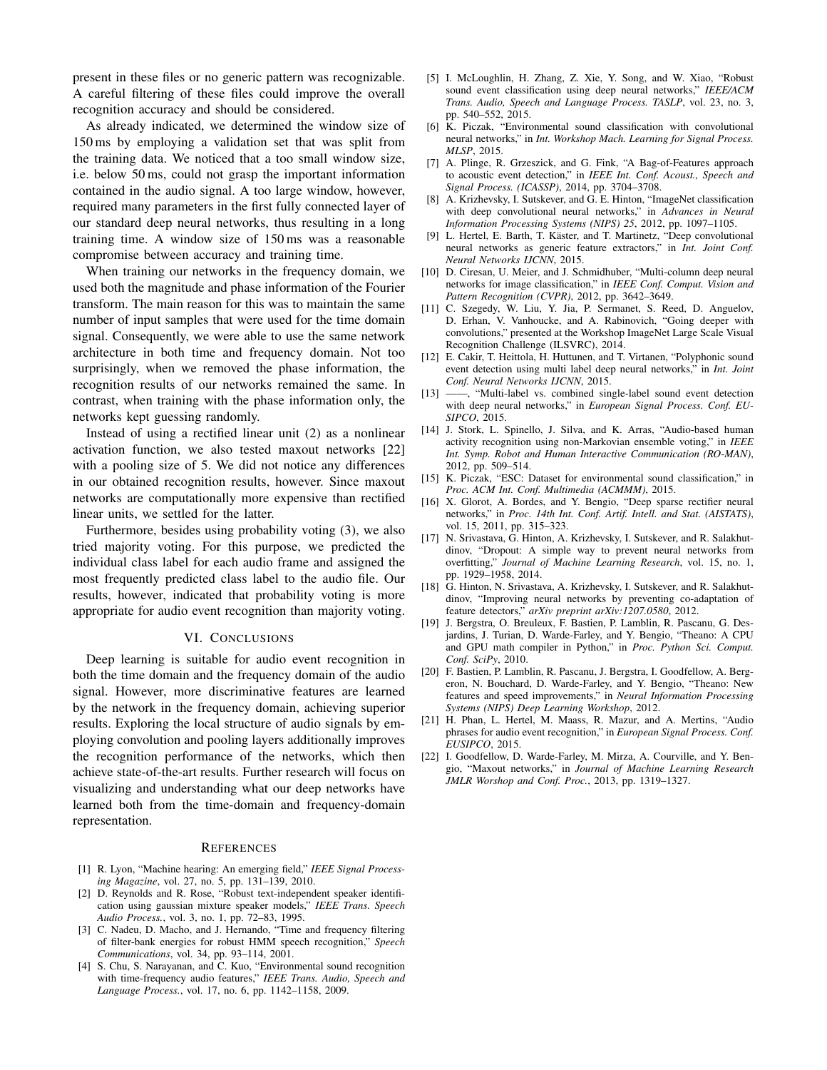present in these files or no generic pattern was recognizable. A careful filtering of these files could improve the overall recognition accuracy and should be considered.

As already indicated, we determined the window size of 150 ms by employing a validation set that was split from the training data. We noticed that a too small window size, i.e. below 50 ms, could not grasp the important information contained in the audio signal. A too large window, however, required many parameters in the first fully connected layer of our standard deep neural networks, thus resulting in a long training time. A window size of 150 ms was a reasonable compromise between accuracy and training time.

When training our networks in the frequency domain, we used both the magnitude and phase information of the Fourier transform. The main reason for this was to maintain the same number of input samples that were used for the time domain signal. Consequently, we were able to use the same network architecture in both time and frequency domain. Not too surprisingly, when we removed the phase information, the recognition results of our networks remained the same. In contrast, when training with the phase information only, the networks kept guessing randomly.

Instead of using a rectified linear unit (2) as a nonlinear activation function, we also tested maxout networks [22] with a pooling size of 5. We did not notice any differences in our obtained recognition results, however. Since maxout networks are computationally more expensive than rectified linear units, we settled for the latter.

Furthermore, besides using probability voting (3), we also tried majority voting. For this purpose, we predicted the individual class label for each audio frame and assigned the most frequently predicted class label to the audio file. Our results, however, indicated that probability voting is more appropriate for audio event recognition than majority voting.

## VI. Conclusions

Deep learning is suitable for audio event recognition in both the time domain and the frequency domain of the audio signal. However, more discriminative features are learned by the network in the frequency domain, achieving superior results. Exploring the local structure of audio signals by employing convolution and pooling layers additionally improves the recognition performance of the networks, which then achieve state-of-the-art results. Further research will focus on visualizing and understanding what our deep networks have learned both from the time-domain and frequency-domain representation.

## References

[1] R. Lyon, "Machine hearing: An emerging field," *IEEE Signal Processing Magazine*, vol. 27, no. 5, pp. 131–139, 2010.

[2] D. Reynolds and R. Rose, "Robust text-independent speaker identification using gaussian mixture speaker models," *IEEE Trans. Speech Audio Process.*, vol. 3, no. 1, pp. 72–83, 1995.

[3] C. Nadeu, D. Macho, and J. Hernando, "Time and frequency filtering of filter-bank energies for robust HMM speech recognition," *Speech Communications*, vol. 34, pp. 93–114, 2001.

[4] S. Chu, S. Narayanan, and C. Kuo, "Environmental sound recognition with time-frequency audio features," *IEEE Trans. Audio, Speech and Language Process.*, vol. 17, no. 6, pp. 1142–1158, 2009.

[5] I. McLoughlin, H. Zhang, Z. Xie, Y. Song, and W. Xiao, "Robust sound event classification using deep neural networks," *IEEE/ACM Trans. Audio, Speech and Language Process. TASLP*, vol. 23, no. 3, pp. 540–552, 2015.

[6] K. Piczak, "Environmental sound classification with convolutional neural networks," in *Int. Workshop Mach. Learning for Signal Process. MLSP*, 2015.

[7] A. Plinge, R. Grzeszick, and G. Fink, "A Bag-of-Features approach to acoustic event detection," in *IEEE Int. Conf. Acoust., Speech and Signal Process. (ICASSP)*, 2014, pp. 3704–3708.

[8] A. Krizhevsky, I. Sutskever, and G. E. Hinton, "ImageNet classification with deep convolutional neural networks," in *Advances in Neural Information Processing Systems (NIPS) 25*, 2012, pp. 1097–1105.

[9] L. Hertel, E. Barth, T. Käster, and T. Martinetz, "Deep convolutional neural networks as generic feature extractors," in *Int. Joint Conf. Neural Networks IJCNN*, 2015.

[10] D. Ciresan, U. Meier, and J. Schmidhuber, "Multi-column deep neural networks for image classification," in *IEEE Conf. Comput. Vision and Pattern Recognition (CVPR)*, 2012, pp. 3642–3649.

[11] C. Szegedy, W. Liu, Y. Jia, P. Sermanet, S. Reed, D. Anguelov, D. Erhan, V. Vanhoucke, and A. Rabinovich, "Going deeper with convolutions," presented at the Workshop ImageNet Large Scale Visual Recognition Challenge (ILSVRC), 2014.

[12] E. Cakir, T. Heittola, H. Huttunen, and T. Virtanen, "Polyphonic sound event detection using multi label deep neural networks," in *Int. Joint Conf. Neural Networks IJCNN*, 2015.

[13] ——, "Multi-label vs. combined single-label sound event detection with deep neural networks," in *European Signal Process. Conf. EUSIPCO*, 2015.

[14] J. Stork, L. Spinello, J. Silva, and K. Arras, "Audio-based human activity recognition using non-Markovian ensemble voting," in *IEEE Int. Symp. Robot and Human Interactive Communication (RO-MAN)*, 2012, pp. 509–514.

[15] K. Piczak, "ESC: Dataset for environmental sound classification," in *Proc. ACM Int. Conf. Multimedia (ACMMM)*, 2015.

[16] X. Glorot, A. Bordes, and Y. Bengio, "Deep sparse rectifier neural networks," in *Proc. 14th Int. Conf. Artif. Intell. and Stat. (AISTATS)*, vol. 15, 2011, pp. 315–323.

[17] N. Srivastava, G. Hinton, A. Krizhevsky, I. Sutskever, and R. Salakhutdinov, "Dropout: A simple way to prevent neural networks from overfitting," *Journal of Machine Learning Research*, vol. 15, no. 1, pp. 1929–1958, 2014.

[18] G. Hinton, N. Srivastava, A. Krizhevsky, I. Sutskever, and R. Salakhutdinov, "Improving neural networks by preventing co-adaptation of feature detectors," *arXiv preprint arXiv:1207.0580*, 2012.

[19] J. Bergstra, O. Breuleux, F. Bastien, P. Lamblin, R. Pascanu, G. Desjardins, J. Turian, D. Warde-Farley, and Y. Bengio, "Theano: A CPU and GPU math compiler in Python," in *Proc. Python Sci. Comput. Conf. SciPy*, 2010.

[20] F. Bastien, P. Lamblin, R. Pascanu, J. Bergstra, I. Goodfellow, A. Bergeron, N. Bouchard, D. Warde-Farley, and Y. Bengio, "Theano: New features and speed improvements," in *Neural Information Processing Systems (NIPS) Deep Learning Workshop*, 2012.

[21] H. Phan, L. Hertel, M. Maass, R. Mazur, and A. Mertins, "Audio phrases for audio event recognition," in *European Signal Process. Conf. EUSIPCO*, 2015.

[22] I. Goodfellow, D. Warde-Farley, M. Mirza, A. Courville, and Y. Bengio, "Maxout networks," in *Journal of Machine Learning Research JMLR Worshop and Conf. Proc.*, 2013, pp. 1319–1327.